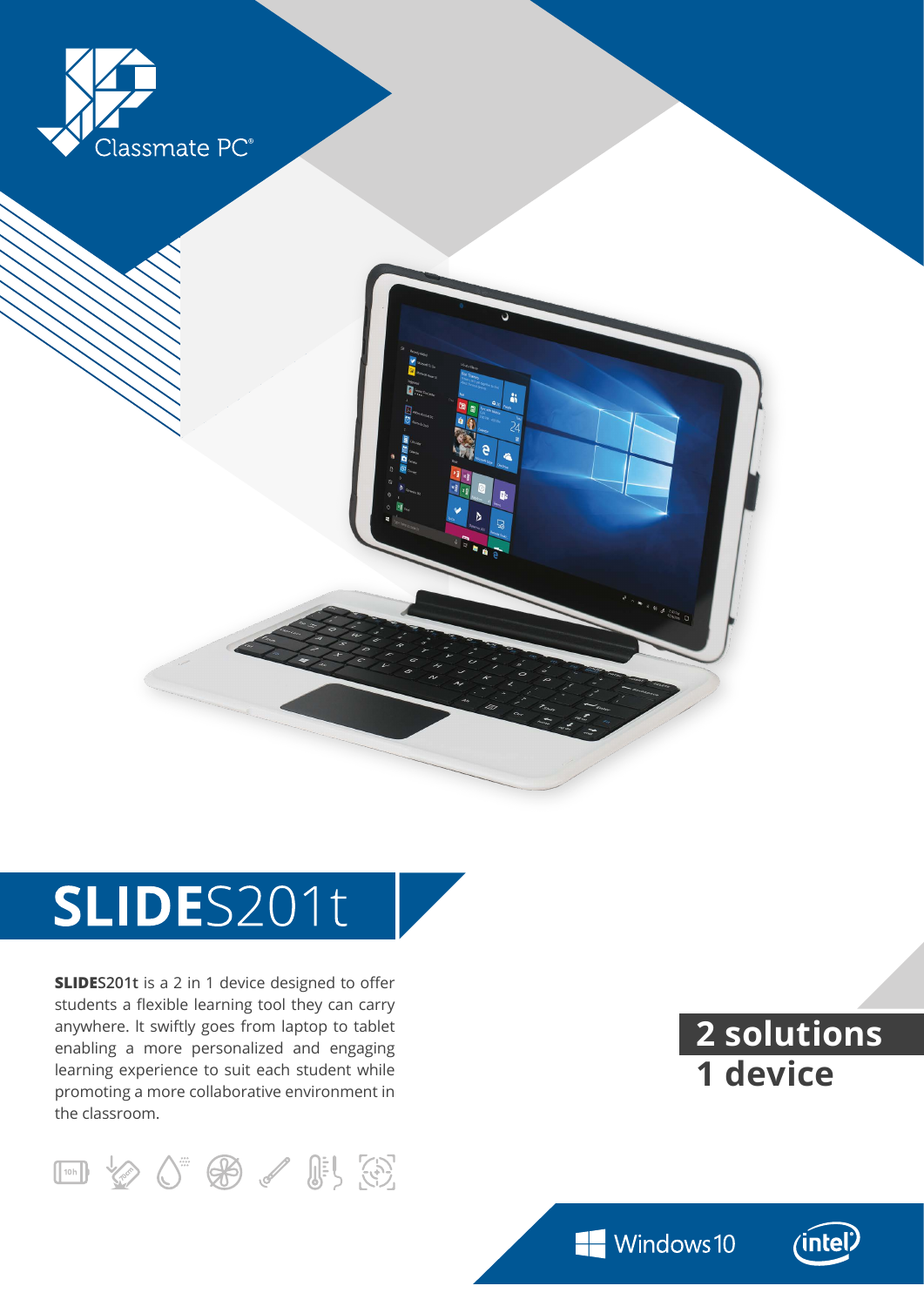Classmate PC®

# **SLIDE**S201t

**SLIDES201t** is a 2 in 1 device designed to offer students a flexible learning tool they can carry anywhere. It swiftly goes from laptop to tablet enabling a more personalized and engaging learning experience to suit each student while promoting a more collaborative environment in the classroom.

## 2 solutions
## 1 device

Windows 10

intel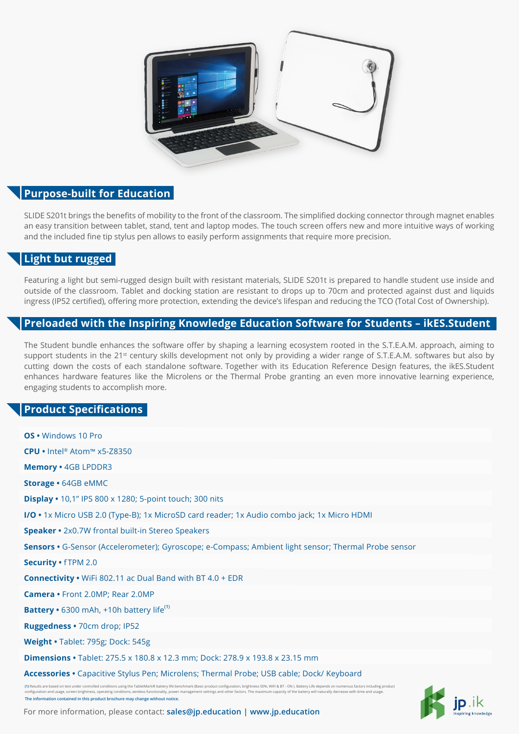## Purpose-built for Education

SLIDE S201t brings the benefits of mobility to the front of the classroom. The simplified docking connector through magnet enables an easy transition between tablet, stand, tent and laptop modes. The touch screen offers new and more intuitive ways of working and the included fine tip stylus pen allows to easily perform assignments that require more precision.

## Light but rugged

Featuring a light but semi-rugged design built with resistant materials, SLIDE S201t is prepared to handle student use inside and outside of the classroom. Tablet and docking station are resistant to drops up to 70cm and protected against dust and liquids ingress (IP52 certified), offering more protection, extending the device's lifespan and reducing the TCO (Total Cost of Ownership).

## Preloaded with the Inspiring Knowledge Education Software for Students – ikES.Student

The Student bundle enhances the software offer by shaping a learning ecosystem rooted in the S.T.E.A.M. approach, aiming to support students in the 21st century skills development not only by providing a wider range of S.T.E.A.M. softwares but also by cutting down the costs of each standalone software. Together with its Education Reference Design features, the ikES.Student enhances hardware features like the Microlens or the Thermal Probe granting an even more innovative learning experience, engaging students to accomplish more.

## Product Specifications

**OS** • Windows 10 Pro

**CPU** • Intel® Atom™ x5-Z8350

**Memory** • 4GB LPDDR3

**Storage** • 64GB eMMC

**Display** • 10,1" IPS 800 x 1280; 5-point touch; 300 nits

**I/O** • 1x Micro USB 2.0 (Type-B); 1x MicroSD card reader; 1x Audio combo jack; 1x Micro HDMI

**Speaker** • 2x0.7W frontal built-in Stereo Speakers

**Sensors** • G-Sensor (Accelerometer); Gyroscope; e-Compass; Ambient light sensor; Thermal Probe sensor

**Security** • fTPM 2.0

**Connectivity** • WiFi 802.11 ac Dual Band with BT 4.0 + EDR

**Camera** • Front 2.0MP; Rear 2.0MP

**Battery** • 6300 mAh, +10h battery life[(1)]

**Ruggedness** • 70cm drop; IP52

**Weight** • Tablet: 795g; Dock: 545g

**Dimensions** • Tablet: 275.5 x 180.8 x 12.3 mm; Dock: 278.9 x 193.8 x 23.15 mm

**Accessories** • Capacitive Stylus Pen; Microlens; Thermal Probe; USB cable; Dock/ Keyboard

(1) Results are based on test under controlled conditions using the TabletMark® battery life benchmark (Basic product configuration, brightness 50%, WiFi & BT - ON ). Battery Life depends on numerous factors including product configuration and usage, screen brightness, operating conditions, wireless functionality, power management settings and other factors. The maximum capacity of the battery will naturally decrease with time and usage.

**The information contained in this product brochure may change without notice.**

For more information, please contact: **sales@jp.education | www.jp.education**

jp.ik inspiring knowledge